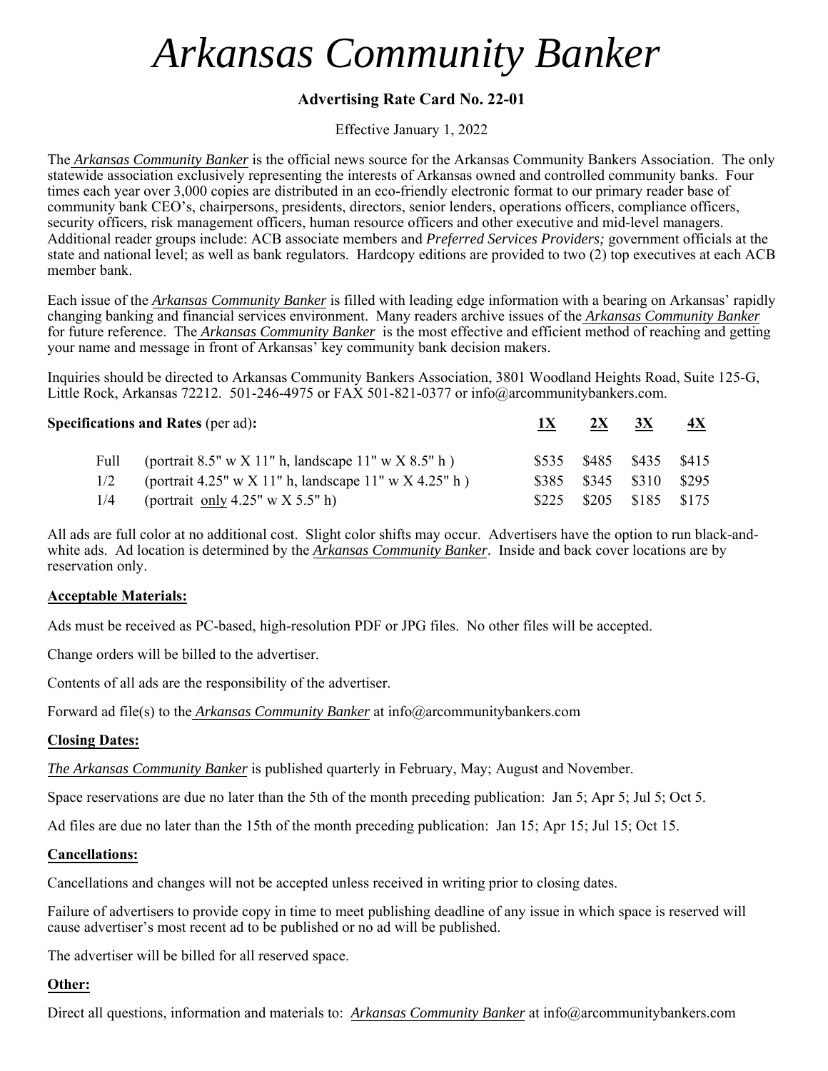# *Arkansas Community Banker*

**Advertising Rate Card No. 22-01**

Effective January 1, 2022

The ***Arkansas Community Banker*** is the official news source for the Arkansas Community Bankers Association. The only statewide association exclusively representing the interests of Arkansas owned and controlled community banks. Four times each year over 3,000 copies are distributed in an eco-friendly electronic format to our primary reader base of community bank CEO's, chairpersons, presidents, directors, senior lenders, operations officers, compliance officers, security officers, risk management officers, human resource officers and other executive and mid-level managers. Additional reader groups include: ACB associate members and *Preferred Services Providers;* government officials at the state and national level; as well as bank regulators. Hardcopy editions are provided to two (2) top executives at each ACB member bank.

Each issue of the ***Arkansas Community Banker*** is filled with leading edge information with a bearing on Arkansas' rapidly changing banking and financial services environment. Many readers archive issues of the ***Arkansas Community Banker*** for future reference. The ***Arkansas Community Banker*** is the most effective and efficient method of reaching and getting your name and message in front of Arkansas' key community bank decision makers.

Inquiries should be directed to Arkansas Community Bankers Association, 3801 Woodland Heights Road, Suite 125-G, Little Rock, Arkansas 72212. 501-246-4975 or FAX 501-821-0377 or info@arcommunitybankers.com.

**Specifications and Rates** (per ad)**:**

| Size | Dimensions | 1X | 2X | 3X | 4X |
|---|---|---|---|---|---|
| Full | (portrait 8.5" w X 11" h, landscape 11" w X 8.5" h ) | $535 | $485 | $435 | $415 |
| 1/2 | (portrait 4.25" w X 11" h, landscape 11" w X 4.25" h ) | $385 | $345 | $310 | $295 |
| 1/4 | (portrait only 4.25" w X 5.5" h) | $225 | $205 | $185 | $175 |

All ads are full color at no additional cost. Slight color shifts may occur. Advertisers have the option to run black-and-white ads. Ad location is determined by the ***Arkansas Community Banker***. Inside and back cover locations are by reservation only.

## Acceptable Materials:

Ads must be received as PC-based, high-resolution PDF or JPG files. No other files will be accepted.

Change orders will be billed to the advertiser.

Contents of all ads are the responsibility of the advertiser.

Forward ad file(s) to the ***Arkansas Community Banker*** at info@arcommunitybankers.com

## Closing Dates:

*The Arkansas Community Banker* is published quarterly in February, May; August and November.

Space reservations are due no later than the 5th of the month preceding publication: Jan 5; Apr 5; Jul 5; Oct 5.

Ad files are due no later than the 15th of the month preceding publication: Jan 15; Apr 15; Jul 15; Oct 15.

## Cancellations:

Cancellations and changes will not be accepted unless received in writing prior to closing dates.

Failure of advertisers to provide copy in time to meet publishing deadline of any issue in which space is reserved will cause advertiser's most recent ad to be published or no ad will be published.

The advertiser will be billed for all reserved space.

## Other:

Direct all questions, information and materials to: ***Arkansas Community Banker*** at info@arcommunitybankers.com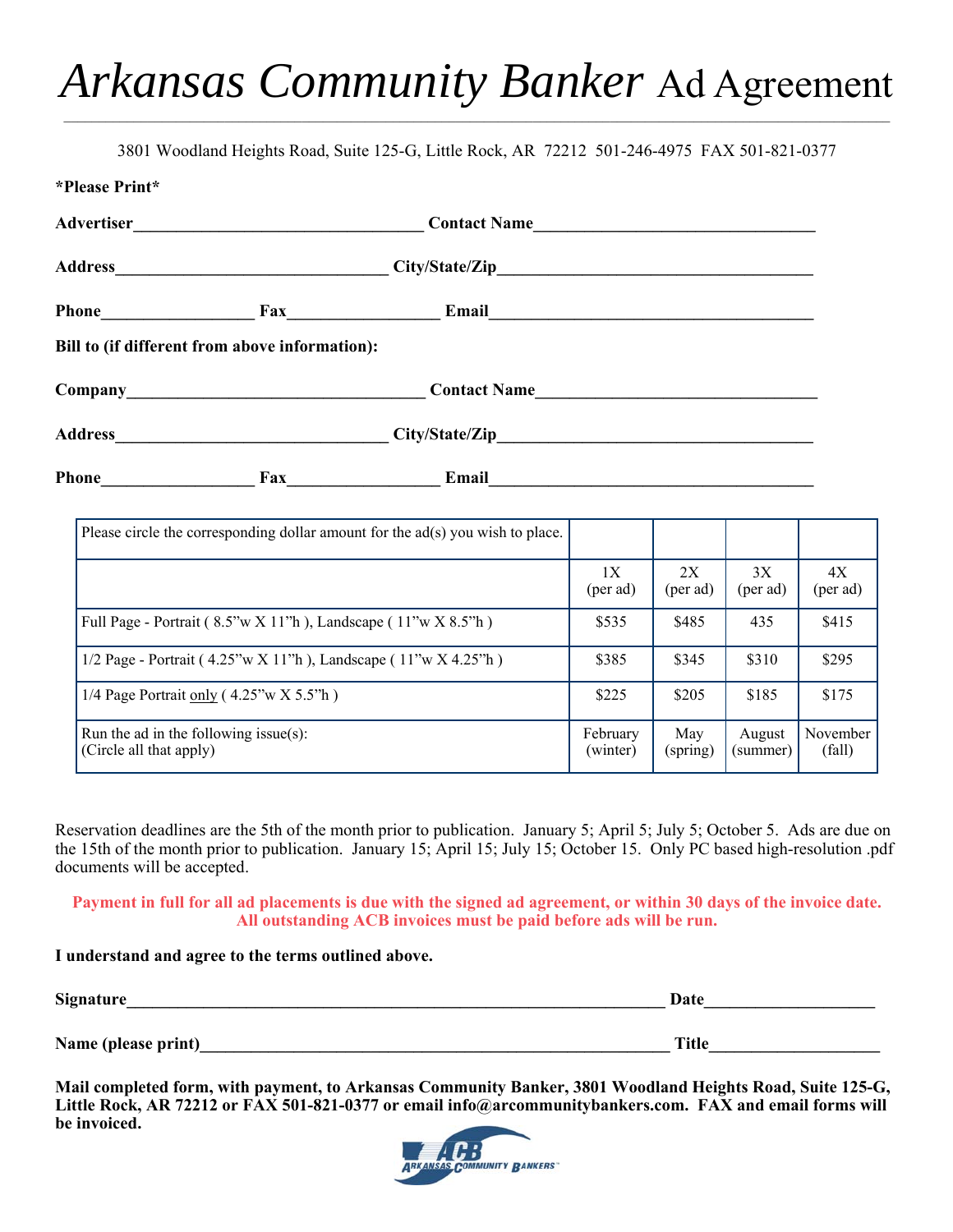# *Arkansas Community Banker* Ad Agreement

3801 Woodland Heights Road, Suite 125-G, Little Rock, AR 72212 501-246-4975 FAX 501-821-0377

**\*Please Print\***

**Advertiser**__________________________________ **Contact Name**_________________________________

**Address**________________________________ **City/State/Zip**_____________________________________

**Phone**__________________ **Fax**__________________ **Email**______________________________________

**Bill to (if different from above information):**

**Company**___________________________________ **Contact Name**_________________________________

**Address**________________________________ **City/State/Zip**_____________________________________

**Phone**__________________ **Fax**__________________ **Email**______________________________________

| Please circle the corresponding dollar amount for the ad(s) you wish to place. | | | | |
|---|---|---|---|---|
| | 1X (per ad) | 2X (per ad) | 3X (per ad) | 4X (per ad) |
| Full Page - Portrait ( 8.5”w X 11”h ), Landscape ( 11”w X 8.5”h ) | $535 | $485 | 435 | $415 |
| 1/2 Page - Portrait ( 4.25”w X 11”h ), Landscape ( 11”w X 4.25”h ) | $385 | $345 | $310 | $295 |
| 1/4 Page Portrait only ( 4.25”w X 5.5”h ) | $225 | $205 | $185 | $175 |
| Run the ad in the following issue(s): (Circle all that apply) | February (winter) | May (spring) | August (summer) | November (fall) |

Reservation deadlines are the 5th of the month prior to publication. January 5; April 5; July 5; October 5. Ads are due on the 15th of the month prior to publication. January 15; April 15; July 15; October 15. Only PC based high-resolution .pdf documents will be accepted.

**Payment in full for all ad placements is due with the signed ad agreement, or within 30 days of the invoice date. All outstanding ACB invoices must be paid before ads will be run.**

**I understand and agree to the terms outlined above.**

**Signature**_________________________________________________________________ **Date**____________________

**Name (please print)**__________________________________________________________ **Title**____________________

**Mail completed form, with payment, to Arkansas Community Banker, 3801 Woodland Heights Road, Suite 125-G, Little Rock, AR 72212 or FAX 501-821-0377 or email info@arcommunitybankers.com. FAX and email forms will be invoiced.**

ACB ARKANSAS COMMUNITY BANKERS